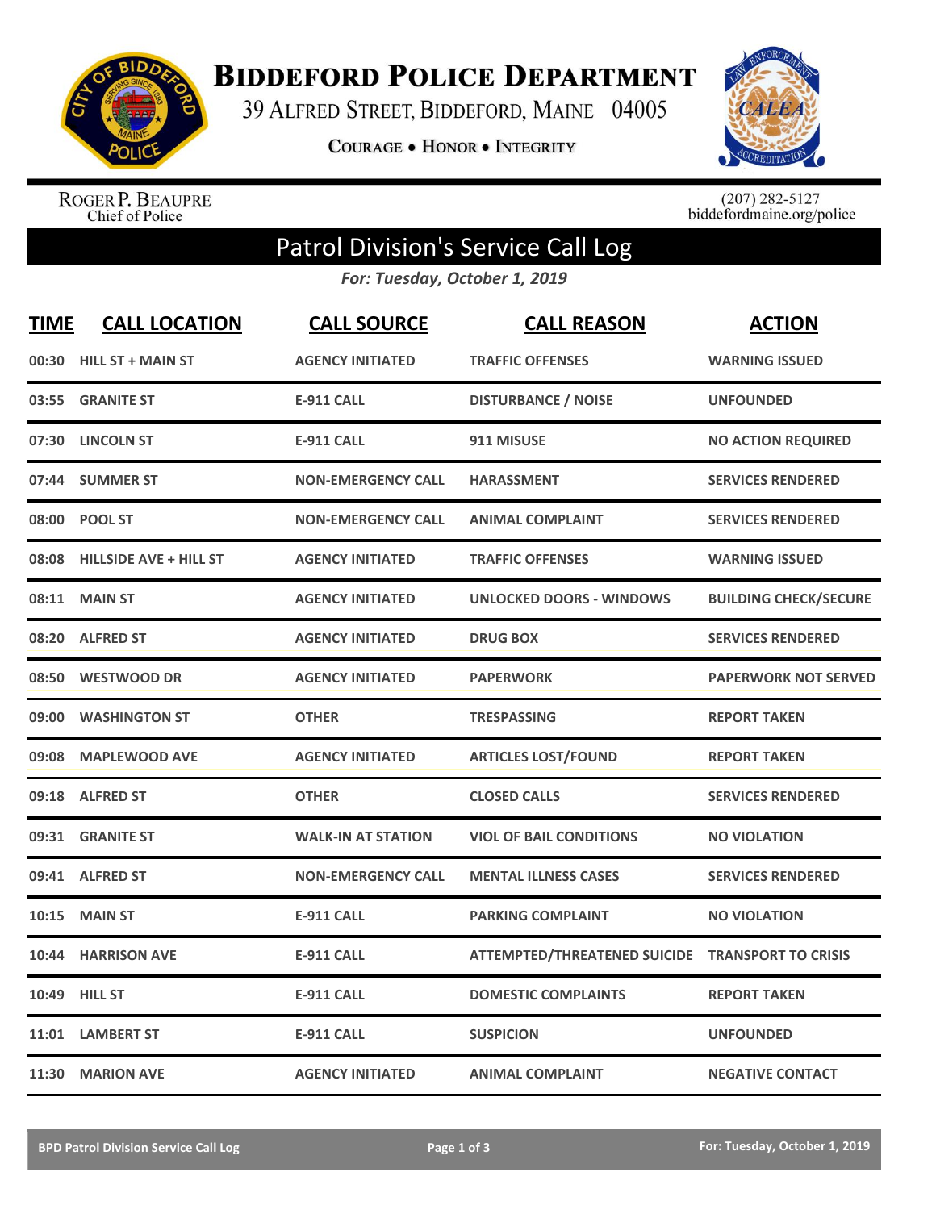# Biddeford Police Department

39 Alfred Street, Biddeford, Maine 04005

Courage • Honor • Integrity

Roger P. Beaupre
Chief of Police

(207) 282-5127
biddefordmaine.org/police

## Patrol Division's Service Call Log

*For: Tuesday, October 1, 2019*

| TIME | CALL LOCATION | CALL SOURCE | CALL REASON | ACTION |
|---|---|---|---|---|
| 00:30 | HILL ST + MAIN ST | AGENCY INITIATED | TRAFFIC OFFENSES | WARNING ISSUED |
| 03:55 | GRANITE ST | E-911 CALL | DISTURBANCE / NOISE | UNFOUNDED |
| 07:30 | LINCOLN ST | E-911 CALL | 911 MISUSE | NO ACTION REQUIRED |
| 07:44 | SUMMER ST | NON-EMERGENCY CALL | HARASSMENT | SERVICES RENDERED |
| 08:00 | POOL ST | NON-EMERGENCY CALL | ANIMAL COMPLAINT | SERVICES RENDERED |
| 08:08 | HILLSIDE AVE + HILL ST | AGENCY INITIATED | TRAFFIC OFFENSES | WARNING ISSUED |
| 08:11 | MAIN ST | AGENCY INITIATED | UNLOCKED DOORS - WINDOWS | BUILDING CHECK/SECURE |
| 08:20 | ALFRED ST | AGENCY INITIATED | DRUG BOX | SERVICES RENDERED |
| 08:50 | WESTWOOD DR | AGENCY INITIATED | PAPERWORK | PAPERWORK NOT SERVED |
| 09:00 | WASHINGTON ST | OTHER | TRESPASSING | REPORT TAKEN |
| 09:08 | MAPLEWOOD AVE | AGENCY INITIATED | ARTICLES LOST/FOUND | REPORT TAKEN |
| 09:18 | ALFRED ST | OTHER | CLOSED CALLS | SERVICES RENDERED |
| 09:31 | GRANITE ST | WALK-IN AT STATION | VIOL OF BAIL CONDITIONS | NO VIOLATION |
| 09:41 | ALFRED ST | NON-EMERGENCY CALL | MENTAL ILLNESS CASES | SERVICES RENDERED |
| 10:15 | MAIN ST | E-911 CALL | PARKING COMPLAINT | NO VIOLATION |
| 10:44 | HARRISON AVE | E-911 CALL | ATTEMPTED/THREATENED SUICIDE | TRANSPORT TO CRISIS |
| 10:49 | HILL ST | E-911 CALL | DOMESTIC COMPLAINTS | REPORT TAKEN |
| 11:01 | LAMBERT ST | E-911 CALL | SUSPICION | UNFOUNDED |
| 11:30 | MARION AVE | AGENCY INITIATED | ANIMAL COMPLAINT | NEGATIVE CONTACT |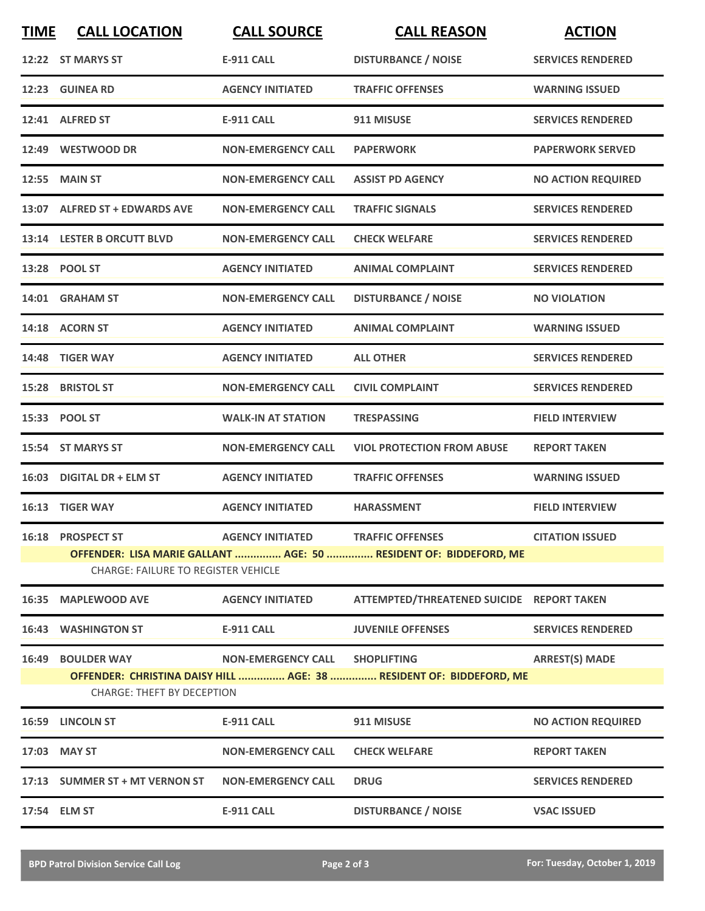| TIME | CALL LOCATION | CALL SOURCE | CALL REASON | ACTION |
|---|---|---|---|---|
| 12:22 | ST MARYS ST | E-911 CALL | DISTURBANCE / NOISE | SERVICES RENDERED |
| 12:23 | GUINEA RD | AGENCY INITIATED | TRAFFIC OFFENSES | WARNING ISSUED |
| 12:41 | ALFRED ST | E-911 CALL | 911 MISUSE | SERVICES RENDERED |
| 12:49 | WESTWOOD DR | NON-EMERGENCY CALL | PAPERWORK | PAPERWORK SERVED |
| 12:55 | MAIN ST | NON-EMERGENCY CALL | ASSIST PD AGENCY | NO ACTION REQUIRED |
| 13:07 | ALFRED ST + EDWARDS AVE | NON-EMERGENCY CALL | TRAFFIC SIGNALS | SERVICES RENDERED |
| 13:14 | LESTER B ORCUTT BLVD | NON-EMERGENCY CALL | CHECK WELFARE | SERVICES RENDERED |
| 13:28 | POOL ST | AGENCY INITIATED | ANIMAL COMPLAINT | SERVICES RENDERED |
| 14:01 | GRAHAM ST | NON-EMERGENCY CALL | DISTURBANCE / NOISE | NO VIOLATION |
| 14:18 | ACORN ST | AGENCY INITIATED | ANIMAL COMPLAINT | WARNING ISSUED |
| 14:48 | TIGER WAY | AGENCY INITIATED | ALL OTHER | SERVICES RENDERED |
| 15:28 | BRISTOL ST | NON-EMERGENCY CALL | CIVIL COMPLAINT | SERVICES RENDERED |
| 15:33 | POOL ST | WALK-IN AT STATION | TRESPASSING | FIELD INTERVIEW |
| 15:54 | ST MARYS ST | NON-EMERGENCY CALL | VIOL PROTECTION FROM ABUSE | REPORT TAKEN |
| 16:03 | DIGITAL DR + ELM ST | AGENCY INITIATED | TRAFFIC OFFENSES | WARNING ISSUED |
| 16:13 | TIGER WAY | AGENCY INITIATED | HARASSMENT | FIELD INTERVIEW |
| 16:18 | PROSPECT ST | AGENCY INITIATED | TRAFFIC OFFENSES | CITATION ISSUED |
| | OFFENDER: LISA MARIE GALLANT ............... AGE: 50 ............... RESIDENT OF: BIDDEFORD, ME | | | |
| | CHARGE: FAILURE TO REGISTER VEHICLE | | | |
| 16:35 | MAPLEWOOD AVE | AGENCY INITIATED | ATTEMPTED/THREATENED SUICIDE | REPORT TAKEN |
| 16:43 | WASHINGTON ST | E-911 CALL | JUVENILE OFFENSES | SERVICES RENDERED |
| 16:49 | BOULDER WAY | NON-EMERGENCY CALL | SHOPLIFTING | ARREST(S) MADE |
| | OFFENDER: CHRISTINA DAISY HILL ............... AGE: 38 ............... RESIDENT OF: BIDDEFORD, ME | | | |
| | CHARGE: THEFT BY DECEPTION | | | |
| 16:59 | LINCOLN ST | E-911 CALL | 911 MISUSE | NO ACTION REQUIRED |
| 17:03 | MAY ST | NON-EMERGENCY CALL | CHECK WELFARE | REPORT TAKEN |
| 17:13 | SUMMER ST + MT VERNON ST | NON-EMERGENCY CALL | DRUG | SERVICES RENDERED |
| 17:54 | ELM ST | E-911 CALL | DISTURBANCE / NOISE | VSAC ISSUED |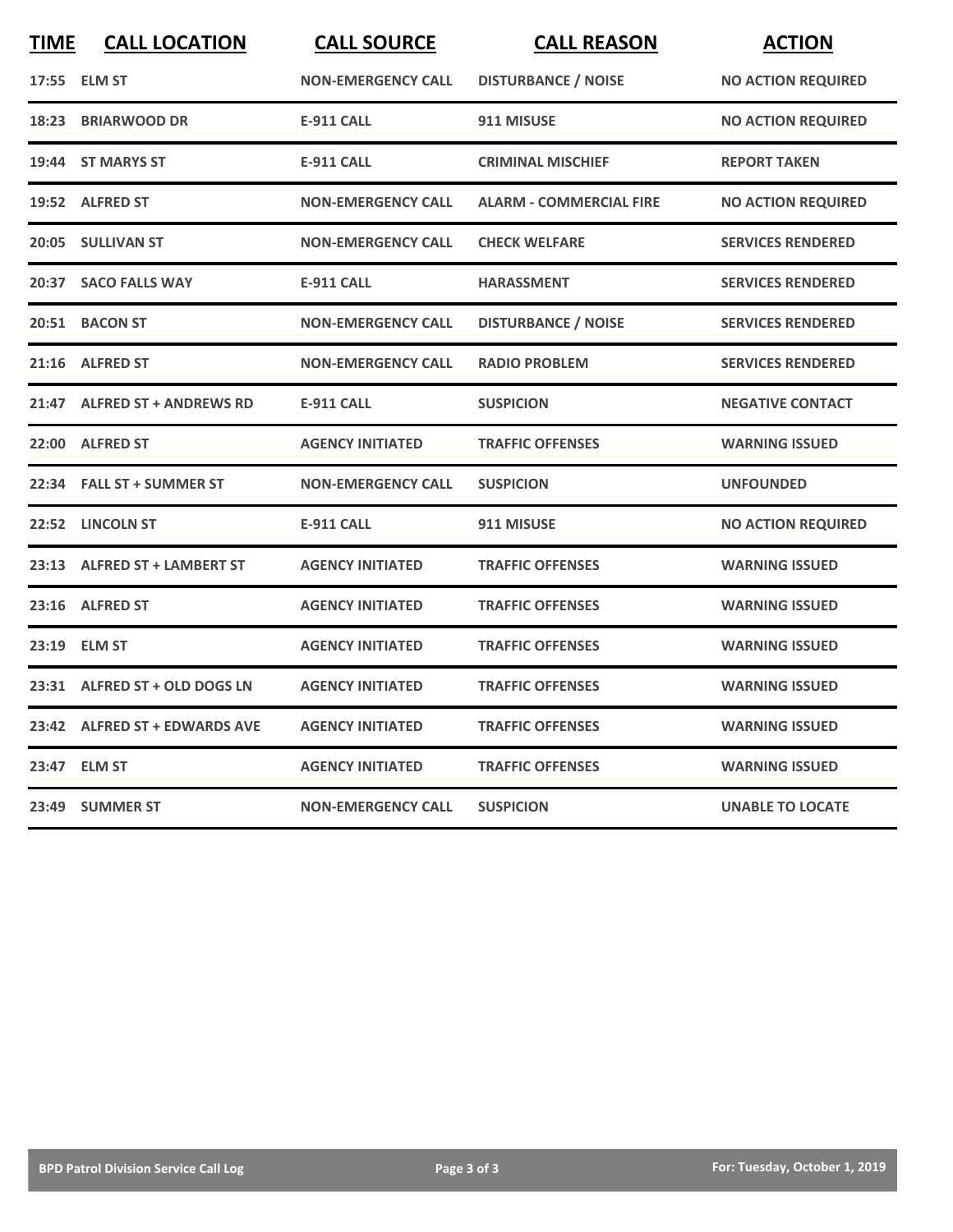| TIME | CALL LOCATION | CALL SOURCE | CALL REASON | ACTION |
|---|---|---|---|---|
| 17:55 | ELM ST | NON-EMERGENCY CALL | DISTURBANCE / NOISE | NO ACTION REQUIRED |
| 18:23 | BRIARWOOD DR | E-911 CALL | 911 MISUSE | NO ACTION REQUIRED |
| 19:44 | ST MARYS ST | E-911 CALL | CRIMINAL MISCHIEF | REPORT TAKEN |
| 19:52 | ALFRED ST | NON-EMERGENCY CALL | ALARM - COMMERCIAL FIRE | NO ACTION REQUIRED |
| 20:05 | SULLIVAN ST | NON-EMERGENCY CALL | CHECK WELFARE | SERVICES RENDERED |
| 20:37 | SACO FALLS WAY | E-911 CALL | HARASSMENT | SERVICES RENDERED |
| 20:51 | BACON ST | NON-EMERGENCY CALL | DISTURBANCE / NOISE | SERVICES RENDERED |
| 21:16 | ALFRED ST | NON-EMERGENCY CALL | RADIO PROBLEM | SERVICES RENDERED |
| 21:47 | ALFRED ST + ANDREWS RD | E-911 CALL | SUSPICION | NEGATIVE CONTACT |
| 22:00 | ALFRED ST | AGENCY INITIATED | TRAFFIC OFFENSES | WARNING ISSUED |
| 22:34 | FALL ST + SUMMER ST | NON-EMERGENCY CALL | SUSPICION | UNFOUNDED |
| 22:52 | LINCOLN ST | E-911 CALL | 911 MISUSE | NO ACTION REQUIRED |
| 23:13 | ALFRED ST + LAMBERT ST | AGENCY INITIATED | TRAFFIC OFFENSES | WARNING ISSUED |
| 23:16 | ALFRED ST | AGENCY INITIATED | TRAFFIC OFFENSES | WARNING ISSUED |
| 23:19 | ELM ST | AGENCY INITIATED | TRAFFIC OFFENSES | WARNING ISSUED |
| 23:31 | ALFRED ST + OLD DOGS LN | AGENCY INITIATED | TRAFFIC OFFENSES | WARNING ISSUED |
| 23:42 | ALFRED ST + EDWARDS AVE | AGENCY INITIATED | TRAFFIC OFFENSES | WARNING ISSUED |
| 23:47 | ELM ST | AGENCY INITIATED | TRAFFIC OFFENSES | WARNING ISSUED |
| 23:49 | SUMMER ST | NON-EMERGENCY CALL | SUSPICION | UNABLE TO LOCATE |